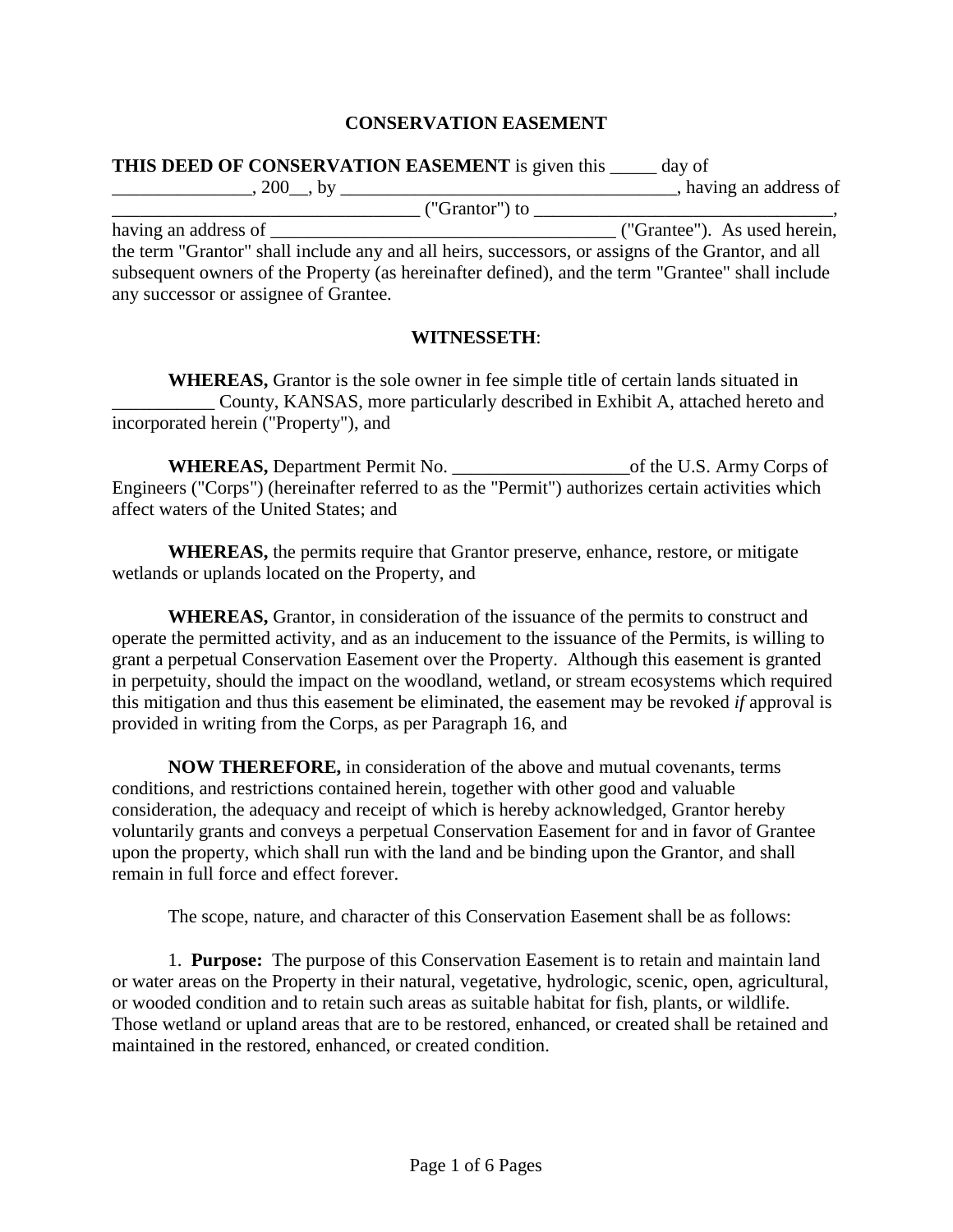# CONSERVATION EASEMENT

**THIS DEED OF CONSERVATION EASEMENT** is given this _____ day of _______________, 200__, by ______________________________________, having an address of _________________________________ ("Grantor") to _________________________________, having an address of ______________________________________ ("Grantee"). As used herein, the term "Grantor" shall include any and all heirs, successors, or assigns of the Grantor, and all subsequent owners of the Property (as hereinafter defined), and the term "Grantee" shall include any successor or assignee of Grantee.

**WITNESSETH**:

**WHEREAS,** Grantor is the sole owner in fee simple title of certain lands situated in ___________ County, KANSAS, more particularly described in Exhibit A, attached hereto and incorporated herein ("Property"), and

**WHEREAS,** Department Permit No. ___________________of the U.S. Army Corps of Engineers ("Corps") (hereinafter referred to as the "Permit") authorizes certain activities which affect waters of the United States; and

**WHEREAS,** the permits require that Grantor preserve, enhance, restore, or mitigate wetlands or uplands located on the Property, and

**WHEREAS,** Grantor, in consideration of the issuance of the permits to construct and operate the permitted activity, and as an inducement to the issuance of the Permits, is willing to grant a perpetual Conservation Easement over the Property. Although this easement is granted in perpetuity, should the impact on the woodland, wetland, or stream ecosystems which required this mitigation and thus this easement be eliminated, the easement may be revoked *if* approval is provided in writing from the Corps, as per Paragraph 16, and

**NOW THEREFORE,** in consideration of the above and mutual covenants, terms conditions, and restrictions contained herein, together with other good and valuable consideration, the adequacy and receipt of which is hereby acknowledged, Grantor hereby voluntarily grants and conveys a perpetual Conservation Easement for and in favor of Grantee upon the property, which shall run with the land and be binding upon the Grantor, and shall remain in full force and effect forever.

The scope, nature, and character of this Conservation Easement shall be as follows:

1. **Purpose:** The purpose of this Conservation Easement is to retain and maintain land or water areas on the Property in their natural, vegetative, hydrologic, scenic, open, agricultural, or wooded condition and to retain such areas as suitable habitat for fish, plants, or wildlife. Those wetland or upland areas that are to be restored, enhanced, or created shall be retained and maintained in the restored, enhanced, or created condition.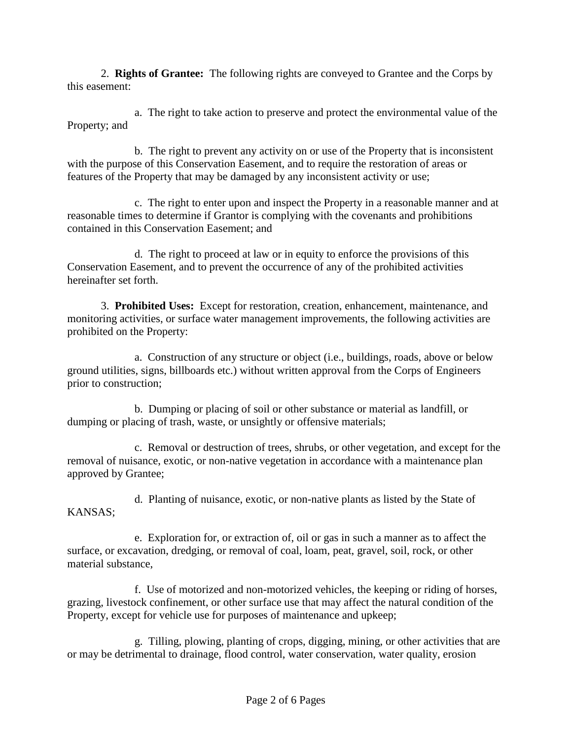2. **Rights of Grantee:** The following rights are conveyed to Grantee and the Corps by this easement:

a. The right to take action to preserve and protect the environmental value of the Property; and

b. The right to prevent any activity on or use of the Property that is inconsistent with the purpose of this Conservation Easement, and to require the restoration of areas or features of the Property that may be damaged by any inconsistent activity or use;

c. The right to enter upon and inspect the Property in a reasonable manner and at reasonable times to determine if Grantor is complying with the covenants and prohibitions contained in this Conservation Easement; and

d. The right to proceed at law or in equity to enforce the provisions of this Conservation Easement, and to prevent the occurrence of any of the prohibited activities hereinafter set forth.

3. **Prohibited Uses:** Except for restoration, creation, enhancement, maintenance, and monitoring activities, or surface water management improvements, the following activities are prohibited on the Property:

a. Construction of any structure or object (i.e., buildings, roads, above or below ground utilities, signs, billboards etc.) without written approval from the Corps of Engineers prior to construction;

b. Dumping or placing of soil or other substance or material as landfill, or dumping or placing of trash, waste, or unsightly or offensive materials;

c. Removal or destruction of trees, shrubs, or other vegetation, and except for the removal of nuisance, exotic, or non-native vegetation in accordance with a maintenance plan approved by Grantee;

d. Planting of nuisance, exotic, or non-native plants as listed by the State of KANSAS;

e. Exploration for, or extraction of, oil or gas in such a manner as to affect the surface, or excavation, dredging, or removal of coal, loam, peat, gravel, soil, rock, or other material substance,

f. Use of motorized and non-motorized vehicles, the keeping or riding of horses, grazing, livestock confinement, or other surface use that may affect the natural condition of the Property, except for vehicle use for purposes of maintenance and upkeep;

g. Tilling, plowing, planting of crops, digging, mining, or other activities that are or may be detrimental to drainage, flood control, water conservation, water quality, erosion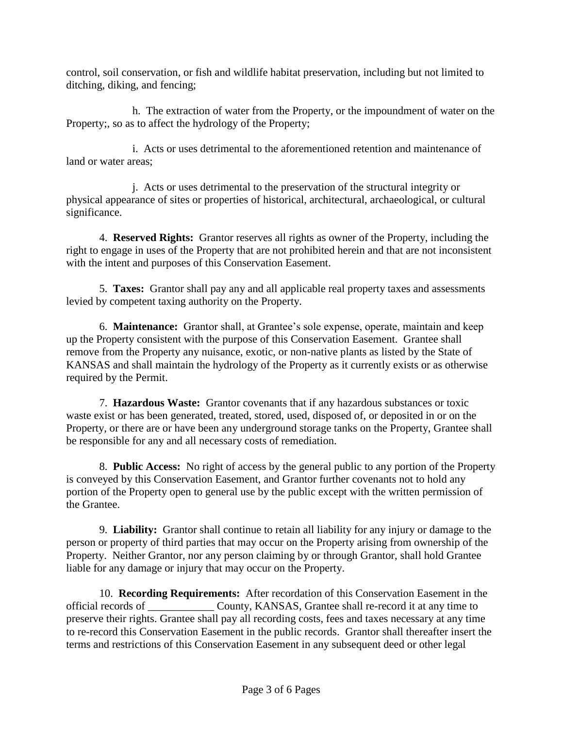control, soil conservation, or fish and wildlife habitat preservation, including but not limited to ditching, diking, and fencing;

h. The extraction of water from the Property, or the impoundment of water on the Property;, so as to affect the hydrology of the Property;

i. Acts or uses detrimental to the aforementioned retention and maintenance of land or water areas;

j. Acts or uses detrimental to the preservation of the structural integrity or physical appearance of sites or properties of historical, architectural, archaeological, or cultural significance.

4. **Reserved Rights:** Grantor reserves all rights as owner of the Property, including the right to engage in uses of the Property that are not prohibited herein and that are not inconsistent with the intent and purposes of this Conservation Easement.

5. **Taxes:** Grantor shall pay any and all applicable real property taxes and assessments levied by competent taxing authority on the Property.

6. **Maintenance:** Grantor shall, at Grantee's sole expense, operate, maintain and keep up the Property consistent with the purpose of this Conservation Easement. Grantee shall remove from the Property any nuisance, exotic, or non-native plants as listed by the State of KANSAS and shall maintain the hydrology of the Property as it currently exists or as otherwise required by the Permit.

7. **Hazardous Waste:** Grantor covenants that if any hazardous substances or toxic waste exist or has been generated, treated, stored, used, disposed of, or deposited in or on the Property, or there are or have been any underground storage tanks on the Property, Grantee shall be responsible for any and all necessary costs of remediation.

8. **Public Access:** No right of access by the general public to any portion of the Property is conveyed by this Conservation Easement, and Grantor further covenants not to hold any portion of the Property open to general use by the public except with the written permission of the Grantee.

9. **Liability:** Grantor shall continue to retain all liability for any injury or damage to the person or property of third parties that may occur on the Property arising from ownership of the Property. Neither Grantor, nor any person claiming by or through Grantor, shall hold Grantee liable for any damage or injury that may occur on the Property.

10. **Recording Requirements:** After recordation of this Conservation Easement in the official records of ____________ County, KANSAS, Grantee shall re-record it at any time to preserve their rights. Grantee shall pay all recording costs, fees and taxes necessary at any time to re-record this Conservation Easement in the public records. Grantor shall thereafter insert the terms and restrictions of this Conservation Easement in any subsequent deed or other legal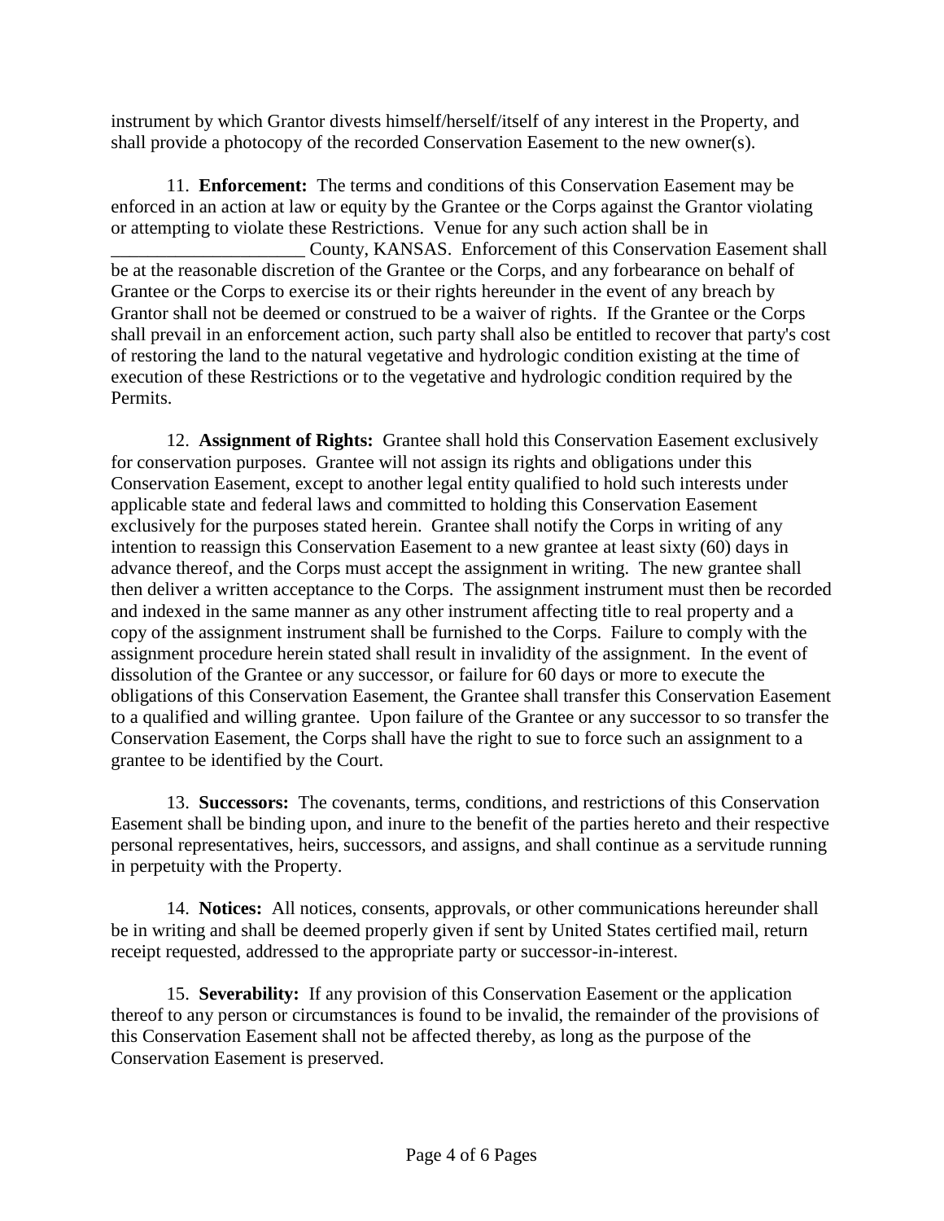instrument by which Grantor divests himself/herself/itself of any interest in the Property, and shall provide a photocopy of the recorded Conservation Easement to the new owner(s).

11. **Enforcement:** The terms and conditions of this Conservation Easement may be enforced in an action at law or equity by the Grantee or the Corps against the Grantor violating or attempting to violate these Restrictions. Venue for any such action shall be in _____________________ County, KANSAS. Enforcement of this Conservation Easement shall be at the reasonable discretion of the Grantee or the Corps, and any forbearance on behalf of Grantee or the Corps to exercise its or their rights hereunder in the event of any breach by Grantor shall not be deemed or construed to be a waiver of rights. If the Grantee or the Corps shall prevail in an enforcement action, such party shall also be entitled to recover that party's cost of restoring the land to the natural vegetative and hydrologic condition existing at the time of execution of these Restrictions or to the vegetative and hydrologic condition required by the Permits.

12. **Assignment of Rights:** Grantee shall hold this Conservation Easement exclusively for conservation purposes. Grantee will not assign its rights and obligations under this Conservation Easement, except to another legal entity qualified to hold such interests under applicable state and federal laws and committed to holding this Conservation Easement exclusively for the purposes stated herein. Grantee shall notify the Corps in writing of any intention to reassign this Conservation Easement to a new grantee at least sixty (60) days in advance thereof, and the Corps must accept the assignment in writing. The new grantee shall then deliver a written acceptance to the Corps. The assignment instrument must then be recorded and indexed in the same manner as any other instrument affecting title to real property and a copy of the assignment instrument shall be furnished to the Corps. Failure to comply with the assignment procedure herein stated shall result in invalidity of the assignment. In the event of dissolution of the Grantee or any successor, or failure for 60 days or more to execute the obligations of this Conservation Easement, the Grantee shall transfer this Conservation Easement to a qualified and willing grantee. Upon failure of the Grantee or any successor to so transfer the Conservation Easement, the Corps shall have the right to sue to force such an assignment to a grantee to be identified by the Court.

13. **Successors:** The covenants, terms, conditions, and restrictions of this Conservation Easement shall be binding upon, and inure to the benefit of the parties hereto and their respective personal representatives, heirs, successors, and assigns, and shall continue as a servitude running in perpetuity with the Property.

14. **Notices:** All notices, consents, approvals, or other communications hereunder shall be in writing and shall be deemed properly given if sent by United States certified mail, return receipt requested, addressed to the appropriate party or successor-in-interest.

15. **Severability:** If any provision of this Conservation Easement or the application thereof to any person or circumstances is found to be invalid, the remainder of the provisions of this Conservation Easement shall not be affected thereby, as long as the purpose of the Conservation Easement is preserved.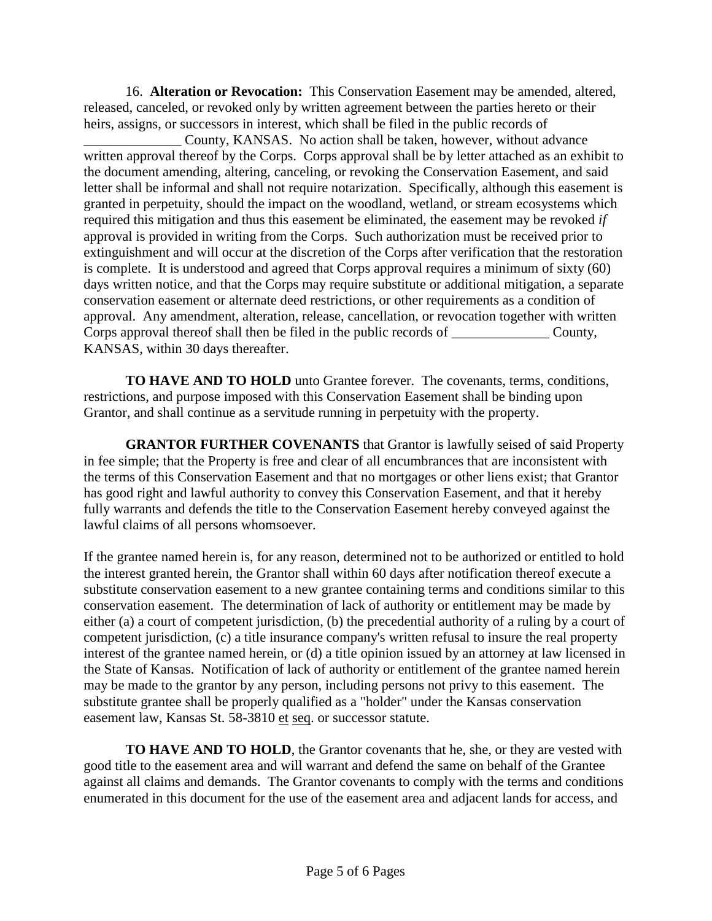16. **Alteration or Revocation:** This Conservation Easement may be amended, altered, released, canceled, or revoked only by written agreement between the parties hereto or their heirs, assigns, or successors in interest, which shall be filed in the public records of ______________ County, KANSAS. No action shall be taken, however, without advance written approval thereof by the Corps. Corps approval shall be by letter attached as an exhibit to the document amending, altering, canceling, or revoking the Conservation Easement, and said letter shall be informal and shall not require notarization. Specifically, although this easement is granted in perpetuity, should the impact on the woodland, wetland, or stream ecosystems which required this mitigation and thus this easement be eliminated, the easement may be revoked *if* approval is provided in writing from the Corps. Such authorization must be received prior to extinguishment and will occur at the discretion of the Corps after verification that the restoration is complete. It is understood and agreed that Corps approval requires a minimum of sixty (60) days written notice, and that the Corps may require substitute or additional mitigation, a separate conservation easement or alternate deed restrictions, or other requirements as a condition of approval. Any amendment, alteration, release, cancellation, or revocation together with written Corps approval thereof shall then be filed in the public records of ______________ County, KANSAS, within 30 days thereafter.

**TO HAVE AND TO HOLD** unto Grantee forever. The covenants, terms, conditions, restrictions, and purpose imposed with this Conservation Easement shall be binding upon Grantor, and shall continue as a servitude running in perpetuity with the property.

**GRANTOR FURTHER COVENANTS** that Grantor is lawfully seised of said Property in fee simple; that the Property is free and clear of all encumbrances that are inconsistent with the terms of this Conservation Easement and that no mortgages or other liens exist; that Grantor has good right and lawful authority to convey this Conservation Easement, and that it hereby fully warrants and defends the title to the Conservation Easement hereby conveyed against the lawful claims of all persons whomsoever.

If the grantee named herein is, for any reason, determined not to be authorized or entitled to hold the interest granted herein, the Grantor shall within 60 days after notification thereof execute a substitute conservation easement to a new grantee containing terms and conditions similar to this conservation easement. The determination of lack of authority or entitlement may be made by either (a) a court of competent jurisdiction, (b) the precedential authority of a ruling by a court of competent jurisdiction, (c) a title insurance company's written refusal to insure the real property interest of the grantee named herein, or (d) a title opinion issued by an attorney at law licensed in the State of Kansas. Notification of lack of authority or entitlement of the grantee named herein may be made to the grantor by any person, including persons not privy to this easement. The substitute grantee shall be properly qualified as a "holder" under the Kansas conservation easement law, Kansas St. 58-3810 et seq. or successor statute.

**TO HAVE AND TO HOLD**, the Grantor covenants that he, she, or they are vested with good title to the easement area and will warrant and defend the same on behalf of the Grantee against all claims and demands. The Grantor covenants to comply with the terms and conditions enumerated in this document for the use of the easement area and adjacent lands for access, and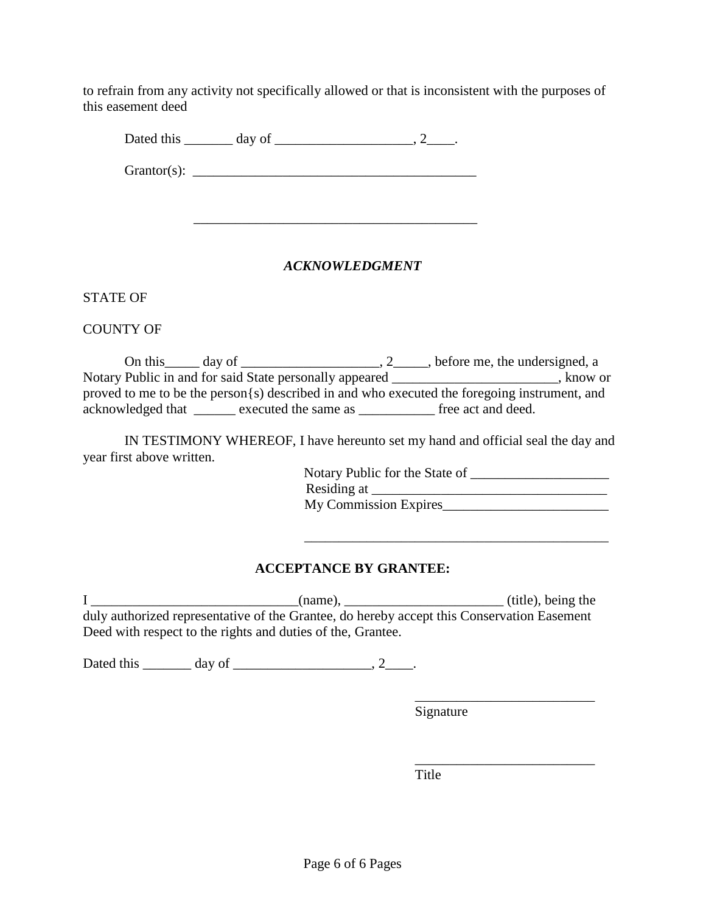to refrain from any activity not specifically allowed or that is inconsistent with the purposes of this easement deed

Dated this _______ day of ____________________, 2____.

Grantor(s): __________________________________________

__________________________________________

***ACKNOWLEDGMENT***

STATE OF

COUNTY OF

On this_____ day of ____________________, 2_____, before me, the undersigned, a Notary Public in and for said State personally appeared ________________________, know or proved to me to be the person{s) described in and who executed the foregoing instrument, and acknowledged that ______ executed the same as ___________ free act and deed.

IN TESTIMONY WHEREOF, I have hereunto set my hand and official seal the day and year first above written.

Notary Public for the State of ____________________
Residing at __________________________________
My Commission Expires________________________

_____________________________________________

**ACCEPTANCE BY GRANTEE:**

I ______________________________(name), _______________________ (title), being the duly authorized representative of the Grantee, do hereby accept this Conservation Easement Deed with respect to the rights and duties of the, Grantee.

Dated this _______ day of ____________________, 2____.

__________________________
Signature

__________________________
Title